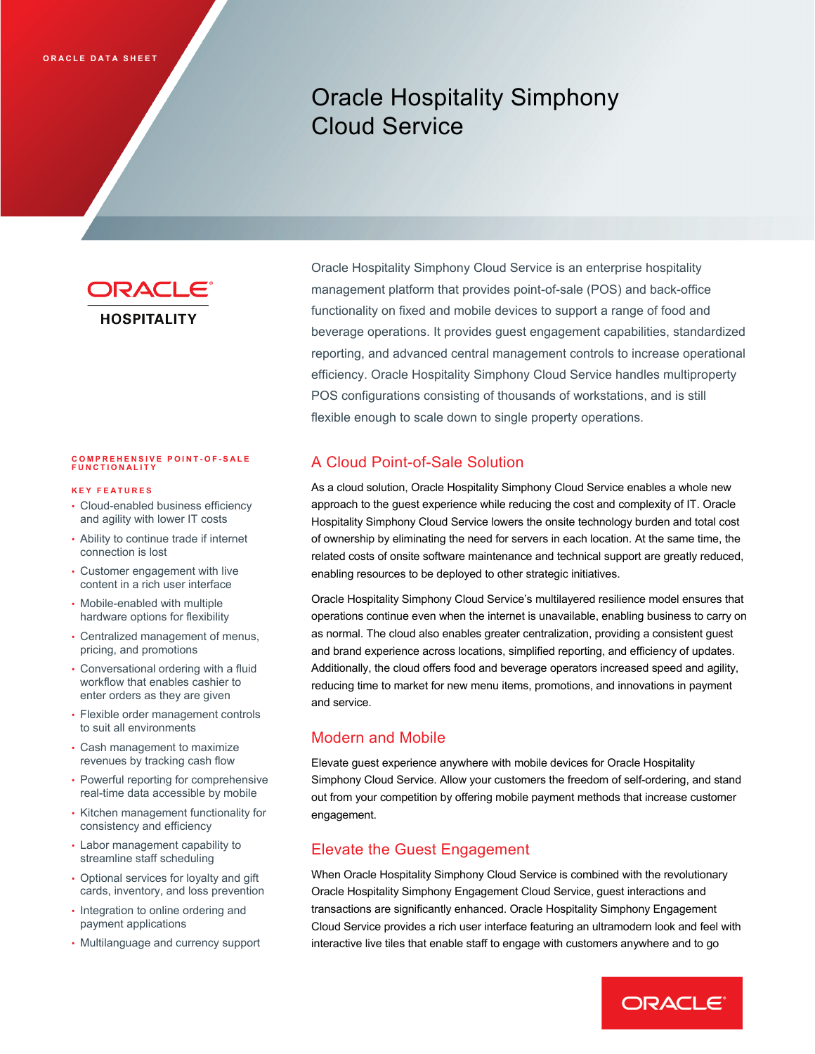ORACLE DATA SHEET

# Oracle Hospitality Simphony Cloud Service

ORACLE HOSPITALITY

Oracle Hospitality Simphony Cloud Service is an enterprise hospitality management platform that provides point-of-sale (POS) and back-office functionality on fixed and mobile devices to support a range of food and beverage operations. It provides guest engagement capabilities, standardized reporting, and advanced central management controls to increase operational efficiency. Oracle Hospitality Simphony Cloud Service handles multiproperty POS configurations consisting of thousands of workstations, and is still flexible enough to scale down to single property operations.

## A Cloud Point-of-Sale Solution

As a cloud solution, Oracle Hospitality Simphony Cloud Service enables a whole new approach to the guest experience while reducing the cost and complexity of IT. Oracle Hospitality Simphony Cloud Service lowers the onsite technology burden and total cost of ownership by eliminating the need for servers in each location. At the same time, the related costs of onsite software maintenance and technical support are greatly reduced, enabling resources to be deployed to other strategic initiatives.

Oracle Hospitality Simphony Cloud Service's multilayered resilience model ensures that operations continue even when the internet is unavailable, enabling business to carry on as normal. The cloud also enables greater centralization, providing a consistent guest and brand experience across locations, simplified reporting, and efficiency of updates. Additionally, the cloud offers food and beverage operators increased speed and agility, reducing time to market for new menu items, promotions, and innovations in payment and service.

## Modern and Mobile

Elevate guest experience anywhere with mobile devices for Oracle Hospitality Simphony Cloud Service. Allow your customers the freedom of self-ordering, and stand out from your competition by offering mobile payment methods that increase customer engagement.

## Elevate the Guest Engagement

When Oracle Hospitality Simphony Cloud Service is combined with the revolutionary Oracle Hospitality Simphony Engagement Cloud Service, guest interactions and transactions are significantly enhanced. Oracle Hospitality Simphony Engagement Cloud Service provides a rich user interface featuring an ultramodern look and feel with interactive live tiles that enable staff to engage with customers anywhere and to go

### COMPREHENSIVE POINT-OF-SALE FUNCTIONALITY

**KEY FEATURES**

- Cloud-enabled business efficiency and agility with lower IT costs
- Ability to continue trade if internet connection is lost
- Customer engagement with live content in a rich user interface
- Mobile-enabled with multiple hardware options for flexibility
- Centralized management of menus, pricing, and promotions
- Conversational ordering with a fluid workflow that enables cashier to enter orders as they are given
- Flexible order management controls to suit all environments
- Cash management to maximize revenues by tracking cash flow
- Powerful reporting for comprehensive real-time data accessible by mobile
- Kitchen management functionality for consistency and efficiency
- Labor management capability to streamline staff scheduling
- Optional services for loyalty and gift cards, inventory, and loss prevention
- Integration to online ordering and payment applications
- Multilanguage and currency support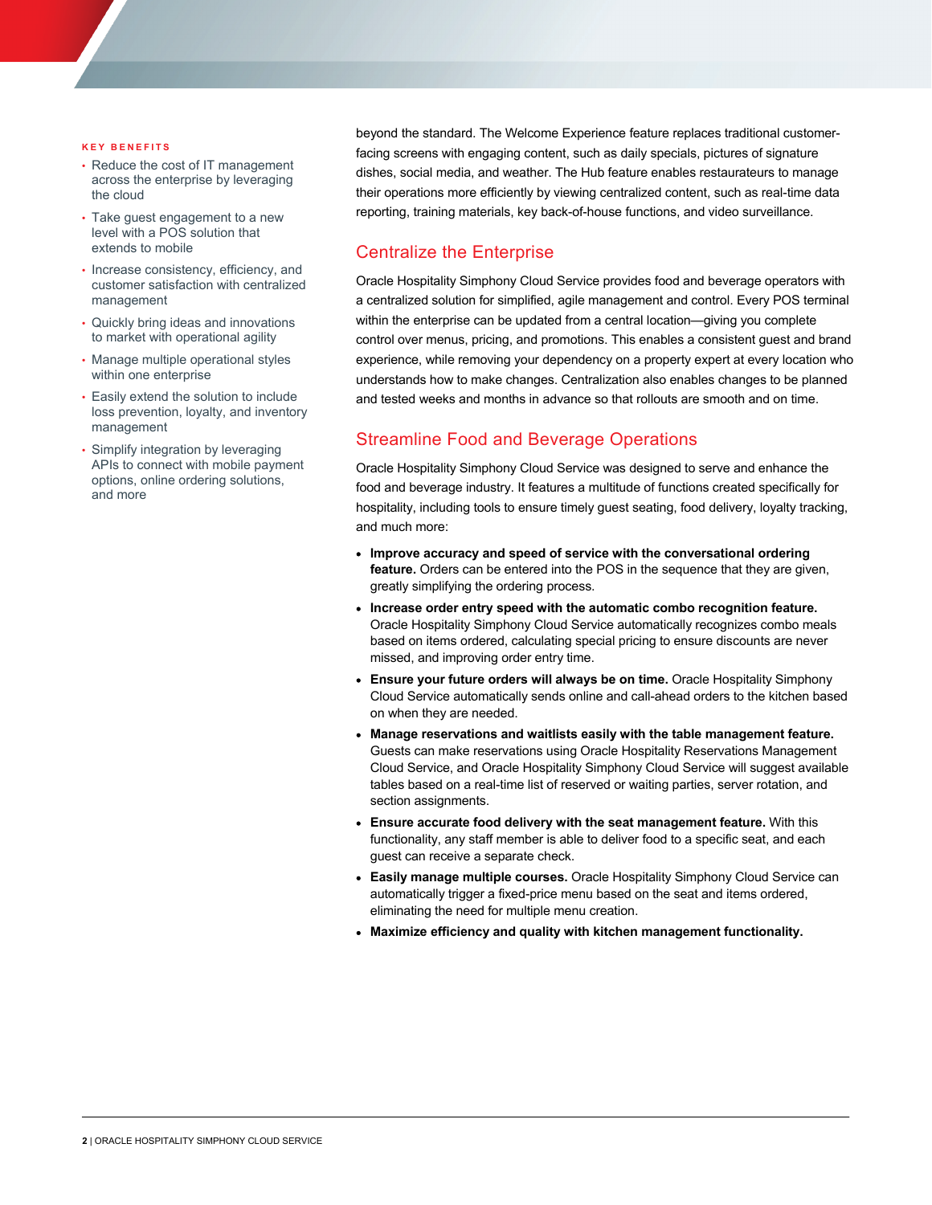**KEY BENEFITS**

- Reduce the cost of IT management across the enterprise by leveraging the cloud
- Take guest engagement to a new level with a POS solution that extends to mobile
- Increase consistency, efficiency, and customer satisfaction with centralized management
- Quickly bring ideas and innovations to market with operational agility
- Manage multiple operational styles within one enterprise
- Easily extend the solution to include loss prevention, loyalty, and inventory management
- Simplify integration by leveraging APIs to connect with mobile payment options, online ordering solutions, and more

beyond the standard. The Welcome Experience feature replaces traditional customer-facing screens with engaging content, such as daily specials, pictures of signature dishes, social media, and weather. The Hub feature enables restaurateurs to manage their operations more efficiently by viewing centralized content, such as real-time data reporting, training materials, key back-of-house functions, and video surveillance.

## Centralize the Enterprise

Oracle Hospitality Simphony Cloud Service provides food and beverage operators with a centralized solution for simplified, agile management and control. Every POS terminal within the enterprise can be updated from a central location—giving you complete control over menus, pricing, and promotions. This enables a consistent guest and brand experience, while removing your dependency on a property expert at every location who understands how to make changes. Centralization also enables changes to be planned and tested weeks and months in advance so that rollouts are smooth and on time.

## Streamline Food and Beverage Operations

Oracle Hospitality Simphony Cloud Service was designed to serve and enhance the food and beverage industry. It features a multitude of functions created specifically for hospitality, including tools to ensure timely guest seating, food delivery, loyalty tracking, and much more:

- **Improve accuracy and speed of service with the conversational ordering feature.** Orders can be entered into the POS in the sequence that they are given, greatly simplifying the ordering process.
- **Increase order entry speed with the automatic combo recognition feature.** Oracle Hospitality Simphony Cloud Service automatically recognizes combo meals based on items ordered, calculating special pricing to ensure discounts are never missed, and improving order entry time.
- **Ensure your future orders will always be on time.** Oracle Hospitality Simphony Cloud Service automatically sends online and call-ahead orders to the kitchen based on when they are needed.
- **Manage reservations and waitlists easily with the table management feature.** Guests can make reservations using Oracle Hospitality Reservations Management Cloud Service, and Oracle Hospitality Simphony Cloud Service will suggest available tables based on a real-time list of reserved or waiting parties, server rotation, and section assignments.
- **Ensure accurate food delivery with the seat management feature.** With this functionality, any staff member is able to deliver food to a specific seat, and each guest can receive a separate check.
- **Easily manage multiple courses.** Oracle Hospitality Simphony Cloud Service can automatically trigger a fixed-price menu based on the seat and items ordered, eliminating the need for multiple menu creation.
- **Maximize efficiency and quality with kitchen management functionality.**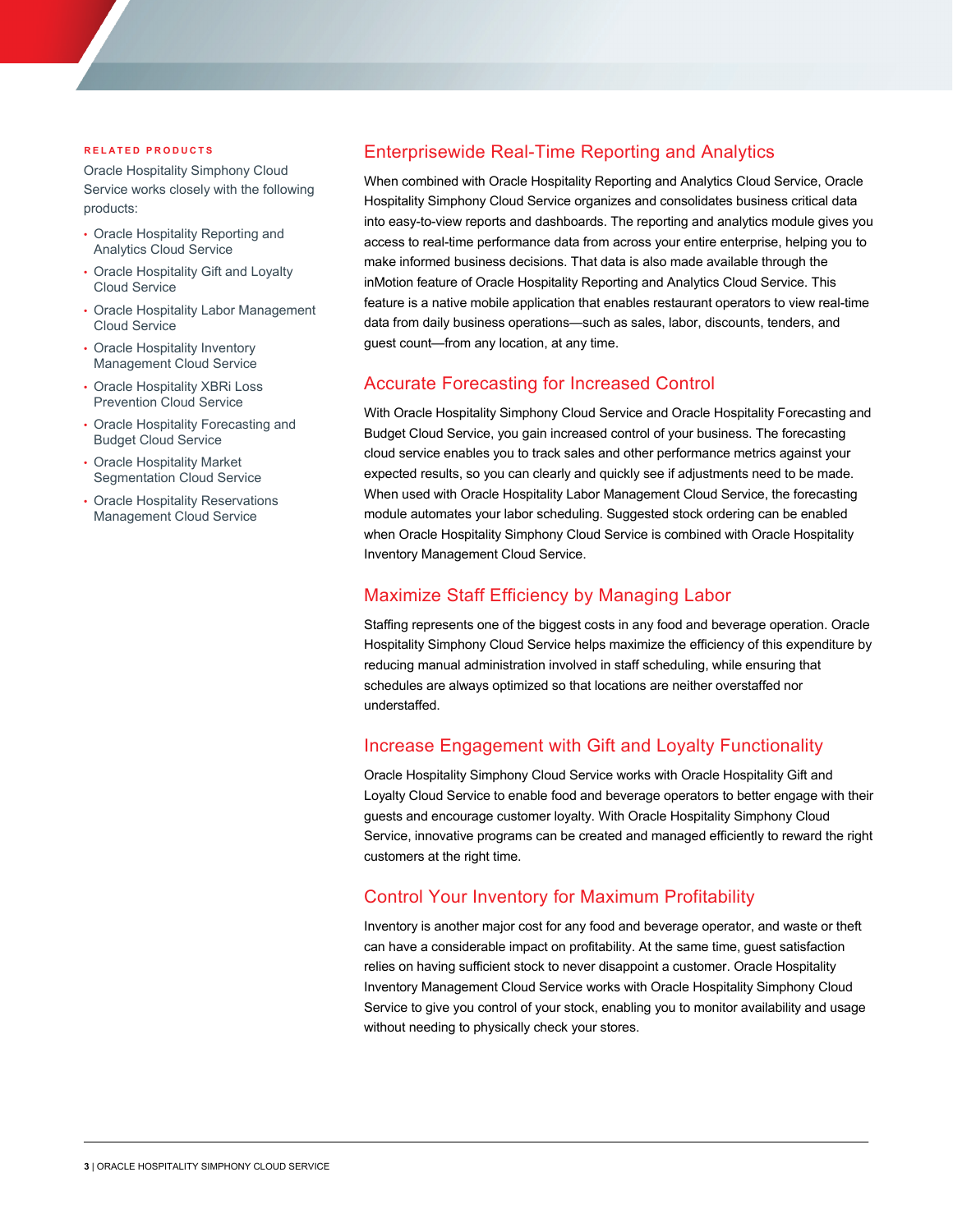**RELATED PRODUCTS**

Oracle Hospitality Simphony Cloud Service works closely with the following products:

- Oracle Hospitality Reporting and Analytics Cloud Service
- Oracle Hospitality Gift and Loyalty Cloud Service
- Oracle Hospitality Labor Management Cloud Service
- Oracle Hospitality Inventory Management Cloud Service
- Oracle Hospitality XBRi Loss Prevention Cloud Service
- Oracle Hospitality Forecasting and Budget Cloud Service
- Oracle Hospitality Market Segmentation Cloud Service
- Oracle Hospitality Reservations Management Cloud Service

## Enterprisewide Real-Time Reporting and Analytics

When combined with Oracle Hospitality Reporting and Analytics Cloud Service, Oracle Hospitality Simphony Cloud Service organizes and consolidates business critical data into easy-to-view reports and dashboards. The reporting and analytics module gives you access to real-time performance data from across your entire enterprise, helping you to make informed business decisions. That data is also made available through the inMotion feature of Oracle Hospitality Reporting and Analytics Cloud Service. This feature is a native mobile application that enables restaurant operators to view real-time data from daily business operations—such as sales, labor, discounts, tenders, and guest count—from any location, at any time.

## Accurate Forecasting for Increased Control

With Oracle Hospitality Simphony Cloud Service and Oracle Hospitality Forecasting and Budget Cloud Service, you gain increased control of your business. The forecasting cloud service enables you to track sales and other performance metrics against your expected results, so you can clearly and quickly see if adjustments need to be made. When used with Oracle Hospitality Labor Management Cloud Service, the forecasting module automates your labor scheduling. Suggested stock ordering can be enabled when Oracle Hospitality Simphony Cloud Service is combined with Oracle Hospitality Inventory Management Cloud Service.

## Maximize Staff Efficiency by Managing Labor

Staffing represents one of the biggest costs in any food and beverage operation. Oracle Hospitality Simphony Cloud Service helps maximize the efficiency of this expenditure by reducing manual administration involved in staff scheduling, while ensuring that schedules are always optimized so that locations are neither overstaffed nor understaffed.

## Increase Engagement with Gift and Loyalty Functionality

Oracle Hospitality Simphony Cloud Service works with Oracle Hospitality Gift and Loyalty Cloud Service to enable food and beverage operators to better engage with their guests and encourage customer loyalty. With Oracle Hospitality Simphony Cloud Service, innovative programs can be created and managed efficiently to reward the right customers at the right time.

## Control Your Inventory for Maximum Profitability

Inventory is another major cost for any food and beverage operator, and waste or theft can have a considerable impact on profitability. At the same time, guest satisfaction relies on having sufficient stock to never disappoint a customer. Oracle Hospitality Inventory Management Cloud Service works with Oracle Hospitality Simphony Cloud Service to give you control of your stock, enabling you to monitor availability and usage without needing to physically check your stores.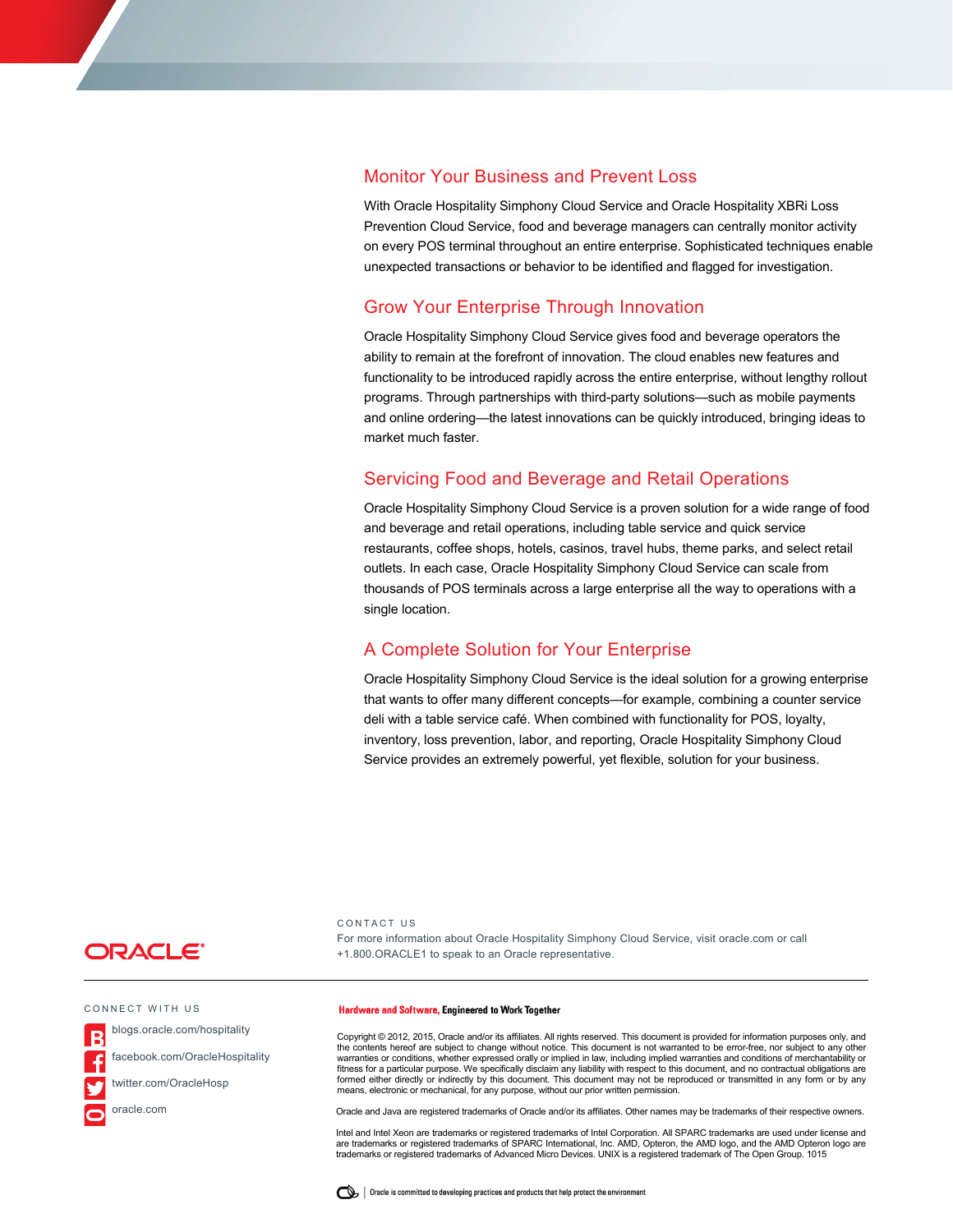## Monitor Your Business and Prevent Loss

With Oracle Hospitality Simphony Cloud Service and Oracle Hospitality XBRi Loss Prevention Cloud Service, food and beverage managers can centrally monitor activity on every POS terminal throughout an entire enterprise. Sophisticated techniques enable unexpected transactions or behavior to be identified and flagged for investigation.

## Grow Your Enterprise Through Innovation

Oracle Hospitality Simphony Cloud Service gives food and beverage operators the ability to remain at the forefront of innovation. The cloud enables new features and functionality to be introduced rapidly across the entire enterprise, without lengthy rollout programs. Through partnerships with third-party solutions—such as mobile payments and online ordering—the latest innovations can be quickly introduced, bringing ideas to market much faster.

## Servicing Food and Beverage and Retail Operations

Oracle Hospitality Simphony Cloud Service is a proven solution for a wide range of food and beverage and retail operations, including table service and quick service restaurants, coffee shops, hotels, casinos, travel hubs, theme parks, and select retail outlets. In each case, Oracle Hospitality Simphony Cloud Service can scale from thousands of POS terminals across a large enterprise all the way to operations with a single location.

## A Complete Solution for Your Enterprise

Oracle Hospitality Simphony Cloud Service is the ideal solution for a growing enterprise that wants to offer many different concepts—for example, combining a counter service deli with a table service café. When combined with functionality for POS, loyalty, inventory, loss prevention, labor, and reporting, Oracle Hospitality Simphony Cloud Service provides an extremely powerful, yet flexible, solution for your business.

CONTACT US

For more information about Oracle Hospitality Simphony Cloud Service, visit oracle.com or call +1.800.ORACLE1 to speak to an Oracle representative.

ORACLE®

CONNECT WITH US

- blogs.oracle.com/hospitality
- facebook.com/OracleHospitality
- twitter.com/OracleHosp
- oracle.com

**Hardware and Software, Engineered to Work Together**

Copyright © 2012, 2015, Oracle and/or its affiliates. All rights reserved. This document is provided for information purposes only, and the contents hereof are subject to change without notice. This document is not warranted to be error-free, nor subject to any other warranties or conditions, whether expressed orally or implied in law, including implied warranties and conditions of merchantability or fitness for a particular purpose. We specifically disclaim any liability with respect to this document, and no contractual obligations are formed either directly or indirectly by this document. This document may not be reproduced or transmitted in any form or by any means, electronic or mechanical, for any purpose, without our prior written permission.

Oracle and Java are registered trademarks of Oracle and/or its affiliates. Other names may be trademarks of their respective owners.

Intel and Intel Xeon are trademarks or registered trademarks of Intel Corporation. All SPARC trademarks are used under license and are trademarks or registered trademarks of SPARC International, Inc. AMD, Opteron, the AMD logo, and the AMD Opteron logo are trademarks or registered trademarks of Advanced Micro Devices. UNIX is a registered trademark of The Open Group. 1015

Oracle is committed to developing practices and products that help protect the environment